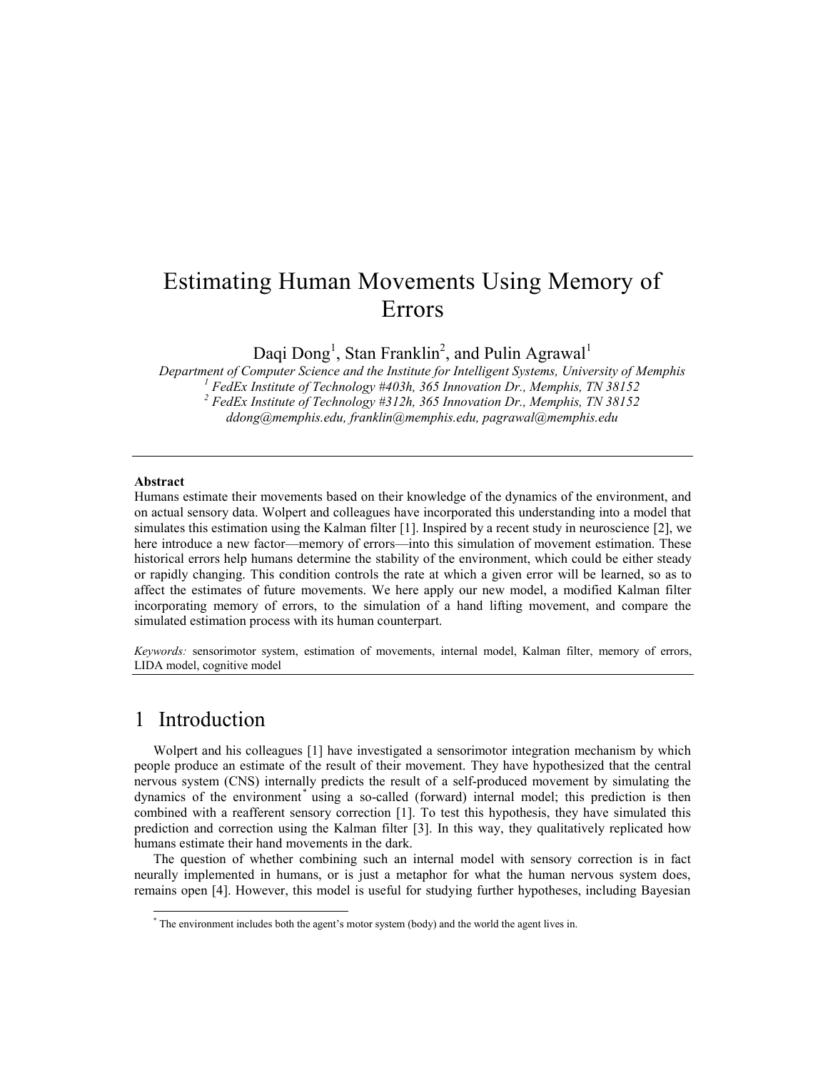# Estimating Human Movements Using Memory of Errors

Daqi Dong[1], Stan Franklin[2], and Pulin Agrawal[1]

*Department of Computer Science and the Institute for Intelligent Systems, University of Memphis*
*[1] FedEx Institute of Technology #403h, 365 Innovation Dr., Memphis, TN 38152*
*[2] FedEx Institute of Technology #312h, 365 Innovation Dr., Memphis, TN 38152*
*ddong@memphis.edu, franklin@memphis.edu, pagrawal@memphis.edu*

---

**Abstract**

Humans estimate their movements based on their knowledge of the dynamics of the environment, and on actual sensory data. Wolpert and colleagues have incorporated this understanding into a model that simulates this estimation using the Kalman filter [1]. Inspired by a recent study in neuroscience [2], we here introduce a new factor—memory of errors—into this simulation of movement estimation. These historical errors help humans determine the stability of the environment, which could be either steady or rapidly changing. This condition controls the rate at which a given error will be learned, so as to affect the estimates of future movements. We here apply our new model, a modified Kalman filter incorporating memory of errors, to the simulation of a hand lifting movement, and compare the simulated estimation process with its human counterpart.

*Keywords:* sensorimotor system, estimation of movements, internal model, Kalman filter, memory of errors, LIDA model, cognitive model

---

## 1 Introduction

Wolpert and his colleagues [1] have investigated a sensorimotor integration mechanism by which people produce an estimate of the result of their movement. They have hypothesized that the central nervous system (CNS) internally predicts the result of a self-produced movement by simulating the dynamics of the environment* using a so-called (forward) internal model; this prediction is then combined with a reafferent sensory correction [1]. To test this hypothesis, they have simulated this prediction and correction using the Kalman filter [3]. In this way, they qualitatively replicated how humans estimate their hand movements in the dark.

The question of whether combining such an internal model with sensory correction is in fact neurally implemented in humans, or is just a metaphor for what the human nervous system does, remains open [4]. However, this model is useful for studying further hypotheses, including Bayesian

* The environment includes both the agent's motor system (body) and the world the agent lives in.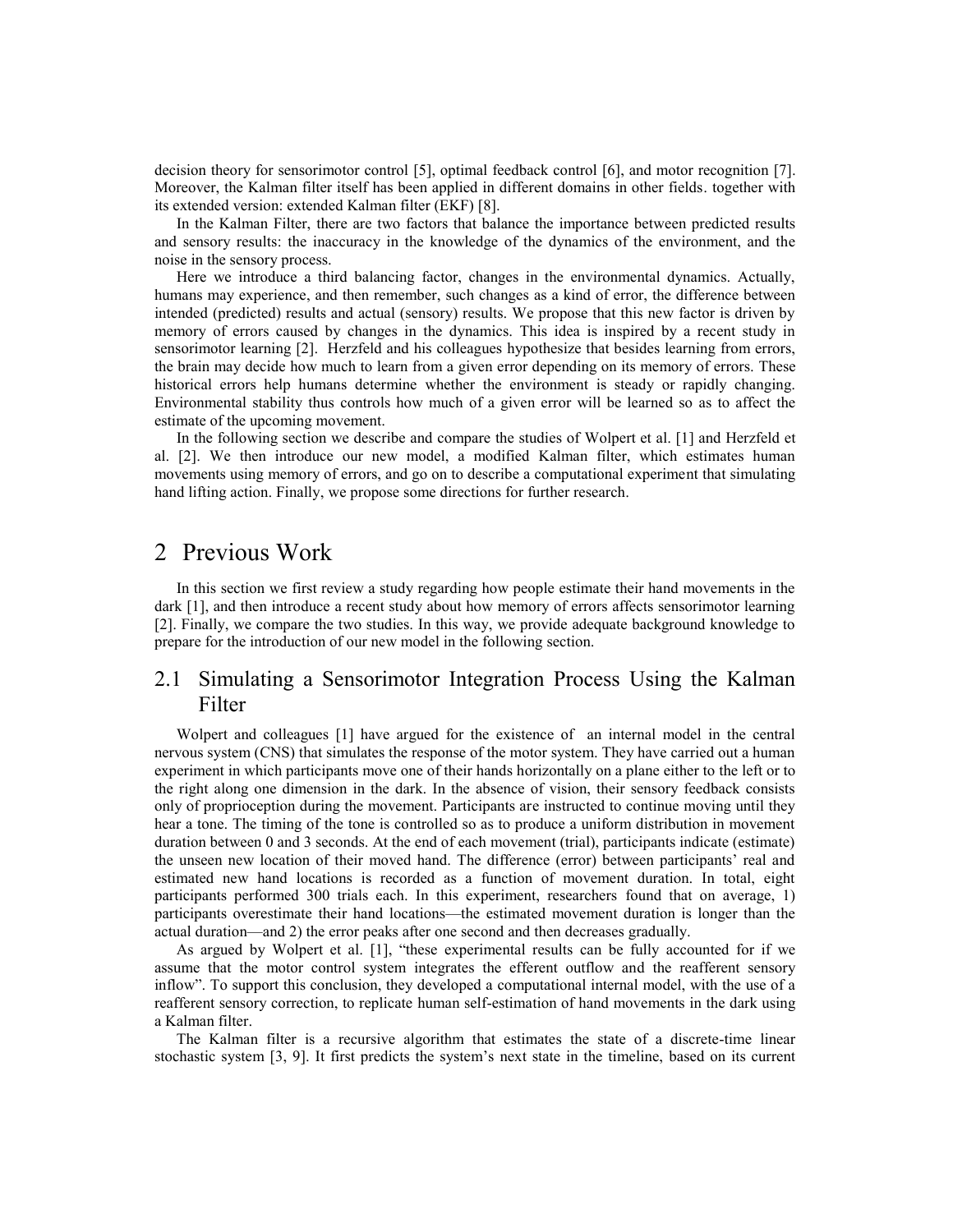decision theory for sensorimotor control [5], optimal feedback control [6], and motor recognition [7]. Moreover, the Kalman filter itself has been applied in different domains in other fields. together with its extended version: extended Kalman filter (EKF) [8].

In the Kalman Filter, there are two factors that balance the importance between predicted results and sensory results: the inaccuracy in the knowledge of the dynamics of the environment, and the noise in the sensory process.

Here we introduce a third balancing factor, changes in the environmental dynamics. Actually, humans may experience, and then remember, such changes as a kind of error, the difference between intended (predicted) results and actual (sensory) results. We propose that this new factor is driven by memory of errors caused by changes in the dynamics. This idea is inspired by a recent study in sensorimotor learning [2]. Herzfeld and his colleagues hypothesize that besides learning from errors, the brain may decide how much to learn from a given error depending on its memory of errors. These historical errors help humans determine whether the environment is steady or rapidly changing. Environmental stability thus controls how much of a given error will be learned so as to affect the estimate of the upcoming movement.

In the following section we describe and compare the studies of Wolpert et al. [1] and Herzfeld et al. [2]. We then introduce our new model, a modified Kalman filter, which estimates human movements using memory of errors, and go on to describe a computational experiment that simulating hand lifting action. Finally, we propose some directions for further research.

# 2 Previous Work

In this section we first review a study regarding how people estimate their hand movements in the dark [1], and then introduce a recent study about how memory of errors affects sensorimotor learning [2]. Finally, we compare the two studies. In this way, we provide adequate background knowledge to prepare for the introduction of our new model in the following section.

## 2.1 Simulating a Sensorimotor Integration Process Using the Kalman Filter

Wolpert and colleagues [1] have argued for the existence of an internal model in the central nervous system (CNS) that simulates the response of the motor system. They have carried out a human experiment in which participants move one of their hands horizontally on a plane either to the left or to the right along one dimension in the dark. In the absence of vision, their sensory feedback consists only of proprioception during the movement. Participants are instructed to continue moving until they hear a tone. The timing of the tone is controlled so as to produce a uniform distribution in movement duration between 0 and 3 seconds. At the end of each movement (trial), participants indicate (estimate) the unseen new location of their moved hand. The difference (error) between participants' real and estimated new hand locations is recorded as a function of movement duration. In total, eight participants performed 300 trials each. In this experiment, researchers found that on average, 1) participants overestimate their hand locations—the estimated movement duration is longer than the actual duration—and 2) the error peaks after one second and then decreases gradually.

As argued by Wolpert et al. [1], "these experimental results can be fully accounted for if we assume that the motor control system integrates the efferent outflow and the reafferent sensory inflow". To support this conclusion, they developed a computational internal model, with the use of a reafferent sensory correction, to replicate human self-estimation of hand movements in the dark using a Kalman filter.

The Kalman filter is a recursive algorithm that estimates the state of a discrete-time linear stochastic system [3, 9]. It first predicts the system's next state in the timeline, based on its current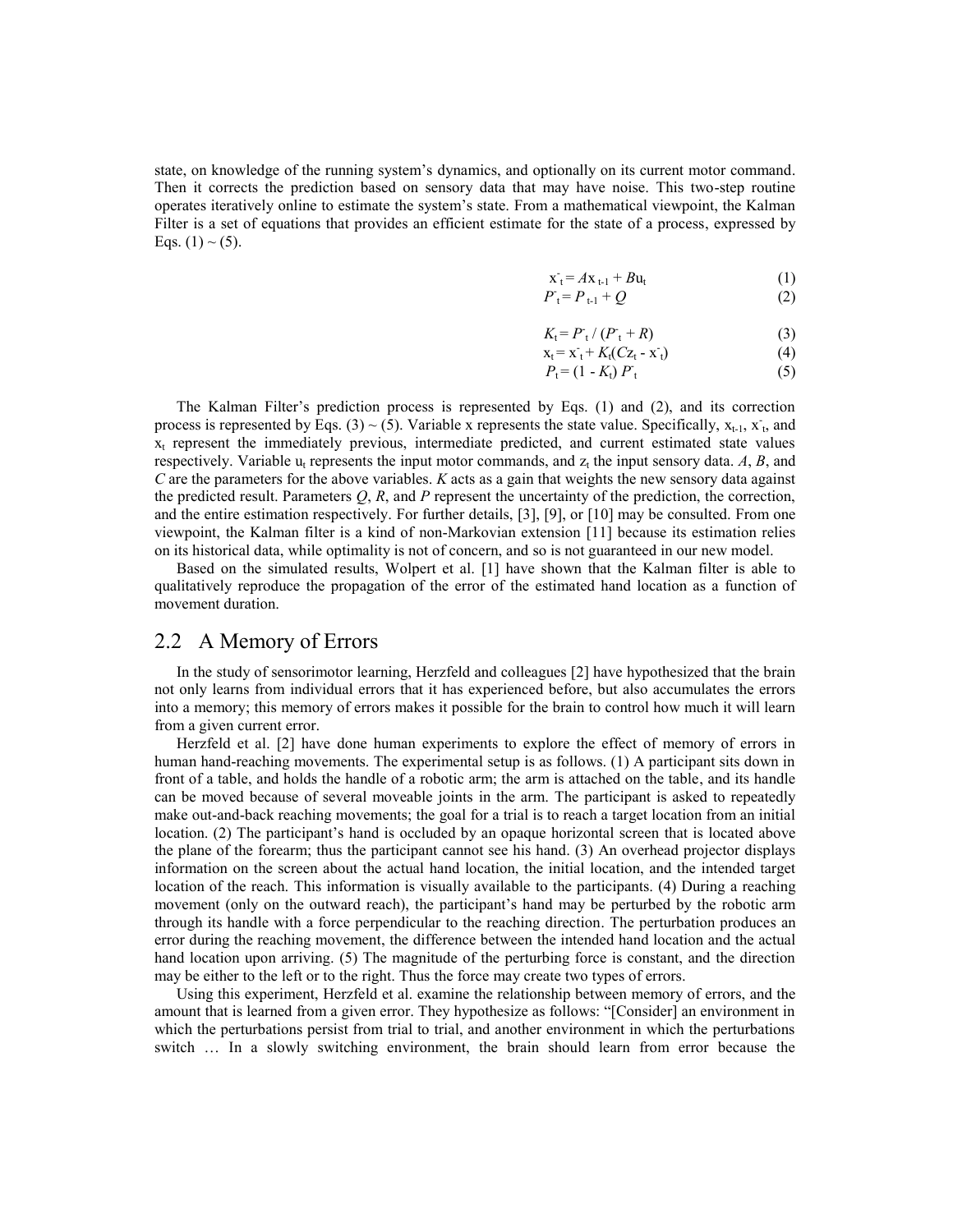state, on knowledge of the running system's dynamics, and optionally on its current motor command. Then it corrects the prediction based on sensory data that may have noise. This two-step routine operates iteratively online to estimate the system's state. From a mathematical viewpoint, the Kalman Filter is a set of equations that provides an efficient estimate for the state of a process, expressed by Eqs. (1) ~ (5).

$$x^-_t = Ax_{t-1} + Bu_t \quad (1)$$

$$P^-_t = P_{t-1} + Q \quad (2)$$

$$K_t = P^-_t / (P^-_t + R) \quad (3)$$

$$x_t = x^-_t + K_t(Cz_t - x^-_t) \quad (4)$$

$$P_t = (1 - K_t) P^-_t \quad (5)$$

The Kalman Filter's prediction process is represented by Eqs. (1) and (2), and its correction process is represented by Eqs. (3) ~ (5). Variable x represents the state value. Specifically, $x_{t-1}$, $x^-_t$, and $x_t$ represent the immediately previous, intermediate predicted, and current estimated state values respectively. Variable $u_t$ represents the input motor commands, and $z_t$ the input sensory data. $A$, $B$, and $C$ are the parameters for the above variables. $K$ acts as a gain that weights the new sensory data against the predicted result. Parameters $Q$, $R$, and $P$ represent the uncertainty of the prediction, the correction, and the entire estimation respectively. For further details, [3], [9], or [10] may be consulted. From one viewpoint, the Kalman filter is a kind of non-Markovian extension [11] because its estimation relies on its historical data, while optimality is not of concern, and so is not guaranteed in our new model.

Based on the simulated results, Wolpert et al. [1] have shown that the Kalman filter is able to qualitatively reproduce the propagation of the error of the estimated hand location as a function of movement duration.

## 2.2 A Memory of Errors

In the study of sensorimotor learning, Herzfeld and colleagues [2] have hypothesized that the brain not only learns from individual errors that it has experienced before, but also accumulates the errors into a memory; this memory of errors makes it possible for the brain to control how much it will learn from a given current error.

Herzfeld et al. [2] have done human experiments to explore the effect of memory of errors in human hand-reaching movements. The experimental setup is as follows. (1) A participant sits down in front of a table, and holds the handle of a robotic arm; the arm is attached on the table, and its handle can be moved because of several moveable joints in the arm. The participant is asked to repeatedly make out-and-back reaching movements; the goal for a trial is to reach a target location from an initial location. (2) The participant's hand is occluded by an opaque horizontal screen that is located above the plane of the forearm; thus the participant cannot see his hand. (3) An overhead projector displays information on the screen about the actual hand location, the initial location, and the intended target location of the reach. This information is visually available to the participants. (4) During a reaching movement (only on the outward reach), the participant's hand may be perturbed by the robotic arm through its handle with a force perpendicular to the reaching direction. The perturbation produces an error during the reaching movement, the difference between the intended hand location and the actual hand location upon arriving. (5) The magnitude of the perturbing force is constant, and the direction may be either to the left or to the right. Thus the force may create two types of errors.

Using this experiment, Herzfeld et al. examine the relationship between memory of errors, and the amount that is learned from a given error. They hypothesize as follows: "[Consider] an environment in which the perturbations persist from trial to trial, and another environment in which the perturbations switch … In a slowly switching environment, the brain should learn from error because the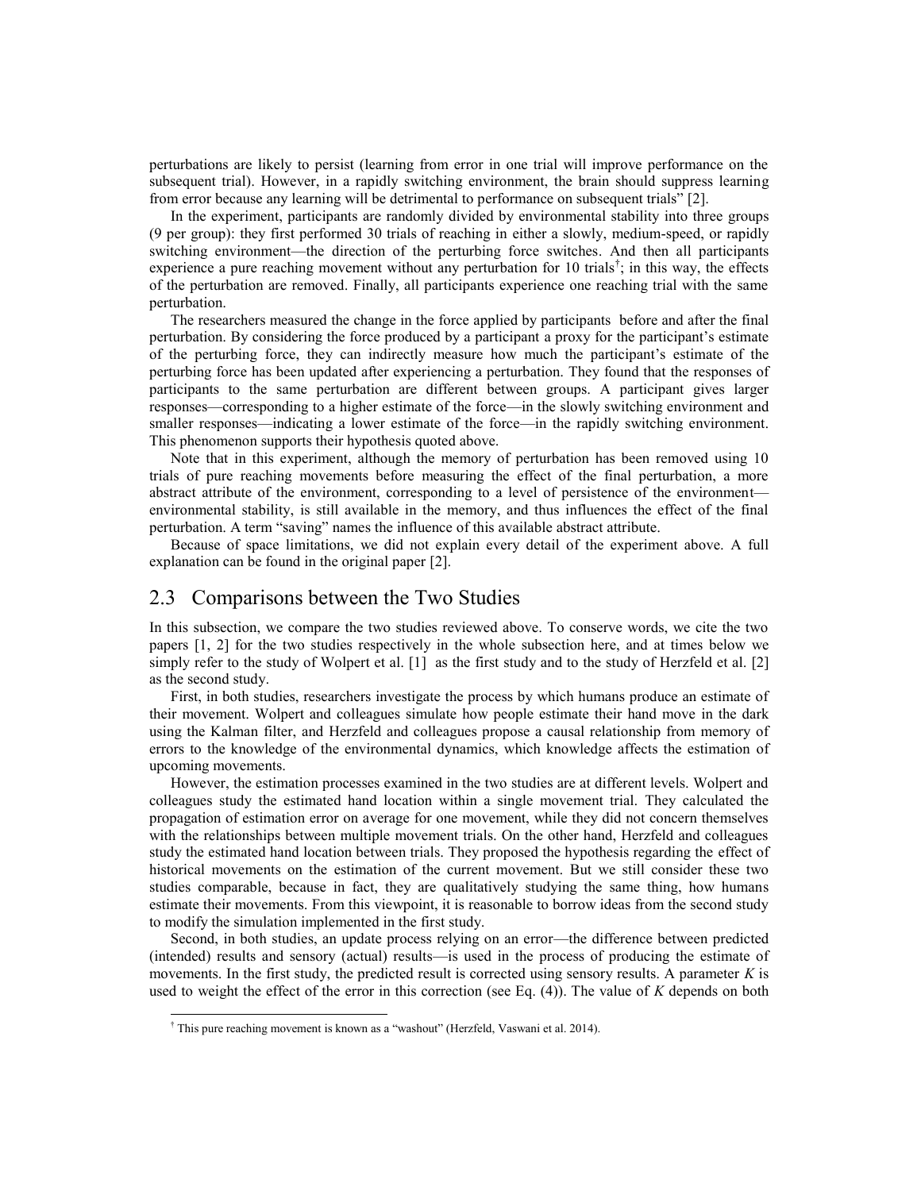perturbations are likely to persist (learning from error in one trial will improve performance on the subsequent trial). However, in a rapidly switching environment, the brain should suppress learning from error because any learning will be detrimental to performance on subsequent trials" [2].

In the experiment, participants are randomly divided by environmental stability into three groups (9 per group): they first performed 30 trials of reaching in either a slowly, medium-speed, or rapidly switching environment—the direction of the perturbing force switches. And then all participants experience a pure reaching movement without any perturbation for 10 trials[†]; in this way, the effects of the perturbation are removed. Finally, all participants experience one reaching trial with the same perturbation.

The researchers measured the change in the force applied by participants before and after the final perturbation. By considering the force produced by a participant a proxy for the participant's estimate of the perturbing force, they can indirectly measure how much the participant's estimate of the perturbing force has been updated after experiencing a perturbation. They found that the responses of participants to the same perturbation are different between groups. A participant gives larger responses—corresponding to a higher estimate of the force—in the slowly switching environment and smaller responses—indicating a lower estimate of the force—in the rapidly switching environment. This phenomenon supports their hypothesis quoted above.

Note that in this experiment, although the memory of perturbation has been removed using 10 trials of pure reaching movements before measuring the effect of the final perturbation, a more abstract attribute of the environment, corresponding to a level of persistence of the environment—environmental stability, is still available in the memory, and thus influences the effect of the final perturbation. A term "saving" names the influence of this available abstract attribute.

Because of space limitations, we did not explain every detail of the experiment above. A full explanation can be found in the original paper [2].

## 2.3 Comparisons between the Two Studies

In this subsection, we compare the two studies reviewed above. To conserve words, we cite the two papers [1, 2] for the two studies respectively in the whole subsection here, and at times below we simply refer to the study of Wolpert et al. [1] as the first study and to the study of Herzfeld et al. [2] as the second study.

First, in both studies, researchers investigate the process by which humans produce an estimate of their movement. Wolpert and colleagues simulate how people estimate their hand move in the dark using the Kalman filter, and Herzfeld and colleagues propose a causal relationship from memory of errors to the knowledge of the environmental dynamics, which knowledge affects the estimation of upcoming movements.

However, the estimation processes examined in the two studies are at different levels. Wolpert and colleagues study the estimated hand location within a single movement trial. They calculated the propagation of estimation error on average for one movement, while they did not concern themselves with the relationships between multiple movement trials. On the other hand, Herzfeld and colleagues study the estimated hand location between trials. They proposed the hypothesis regarding the effect of historical movements on the estimation of the current movement. But we still consider these two studies comparable, because in fact, they are qualitatively studying the same thing, how humans estimate their movements. From this viewpoint, it is reasonable to borrow ideas from the second study to modify the simulation implemented in the first study.

Second, in both studies, an update process relying on an error—the difference between predicted (intended) results and sensory (actual) results—is used in the process of producing the estimate of movements. In the first study, the predicted result is corrected using sensory results. A parameter $K$ is used to weight the effect of the error in this correction (see Eq. (4)). The value of $K$ depends on both

[†] This pure reaching movement is known as a "washout" (Herzfeld, Vaswani et al. 2014).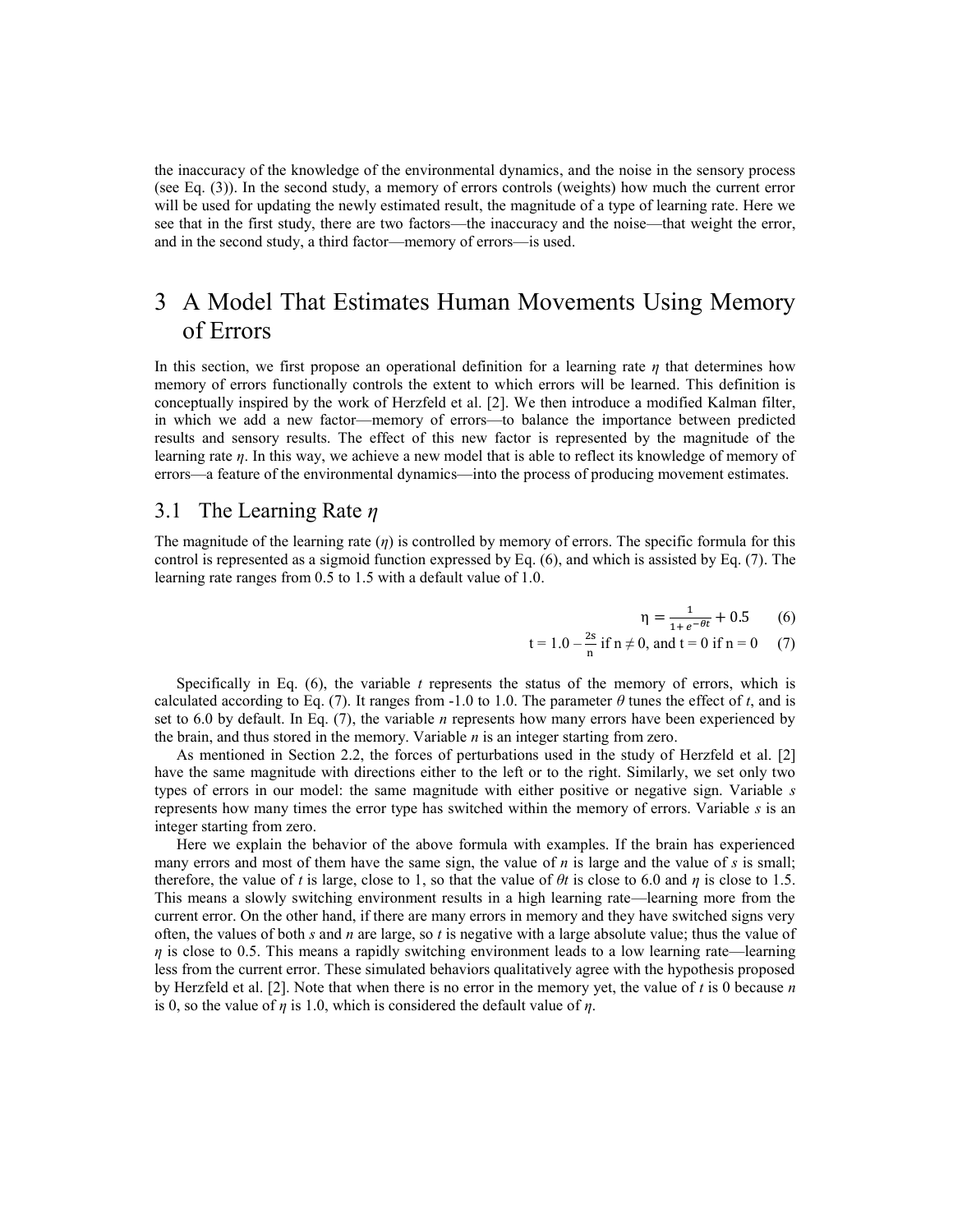the inaccuracy of the knowledge of the environmental dynamics, and the noise in the sensory process (see Eq. (3)). In the second study, a memory of errors controls (weights) how much the current error will be used for updating the newly estimated result, the magnitude of a type of learning rate. Here we see that in the first study, there are two factors—the inaccuracy and the noise—that weight the error, and in the second study, a third factor—memory of errors—is used.

# 3 A Model That Estimates Human Movements Using Memory of Errors

In this section, we first propose an operational definition for a learning rate $\eta$ that determines how memory of errors functionally controls the extent to which errors will be learned. This definition is conceptually inspired by the work of Herzfeld et al. [2]. We then introduce a modified Kalman filter, in which we add a new factor—memory of errors—to balance the importance between predicted results and sensory results. The effect of this new factor is represented by the magnitude of the learning rate $\eta$. In this way, we achieve a new model that is able to reflect its knowledge of memory of errors—a feature of the environmental dynamics—into the process of producing movement estimates.

## 3.1 The Learning Rate $\eta$

The magnitude of the learning rate ($\eta$) is controlled by memory of errors. The specific formula for this control is represented as a sigmoid function expressed by Eq. (6), and which is assisted by Eq. (7). The learning rate ranges from 0.5 to 1.5 with a default value of 1.0.

$$\eta = \frac{1}{1+e^{-\theta t}} + 0.5 \qquad (6)$$

$$t = 1.0 - \frac{2s}{n} \text{ if } n \neq 0, \text{ and } t = 0 \text{ if } n = 0 \qquad (7)$$

Specifically in Eq. (6), the variable $t$ represents the status of the memory of errors, which is calculated according to Eq. (7). It ranges from -1.0 to 1.0. The parameter $\theta$ tunes the effect of $t$, and is set to 6.0 by default. In Eq. (7), the variable $n$ represents how many errors have been experienced by the brain, and thus stored in the memory. Variable $n$ is an integer starting from zero.

As mentioned in Section 2.2, the forces of perturbations used in the study of Herzfeld et al. [2] have the same magnitude with directions either to the left or to the right. Similarly, we set only two types of errors in our model: the same magnitude with either positive or negative sign. Variable $s$ represents how many times the error type has switched within the memory of errors. Variable $s$ is an integer starting from zero.

Here we explain the behavior of the above formula with examples. If the brain has experienced many errors and most of them have the same sign, the value of $n$ is large and the value of $s$ is small; therefore, the value of $t$ is large, close to 1, so that the value of $\theta t$ is close to 6.0 and $\eta$ is close to 1.5. This means a slowly switching environment results in a high learning rate—learning more from the current error. On the other hand, if there are many errors in memory and they have switched signs very often, the values of both $s$ and $n$ are large, so $t$ is negative with a large absolute value; thus the value of $\eta$ is close to 0.5. This means a rapidly switching environment leads to a low learning rate—learning less from the current error. These simulated behaviors qualitatively agree with the hypothesis proposed by Herzfeld et al. [2]. Note that when there is no error in the memory yet, the value of $t$ is 0 because $n$ is 0, so the value of $\eta$ is 1.0, which is considered the default value of $\eta$.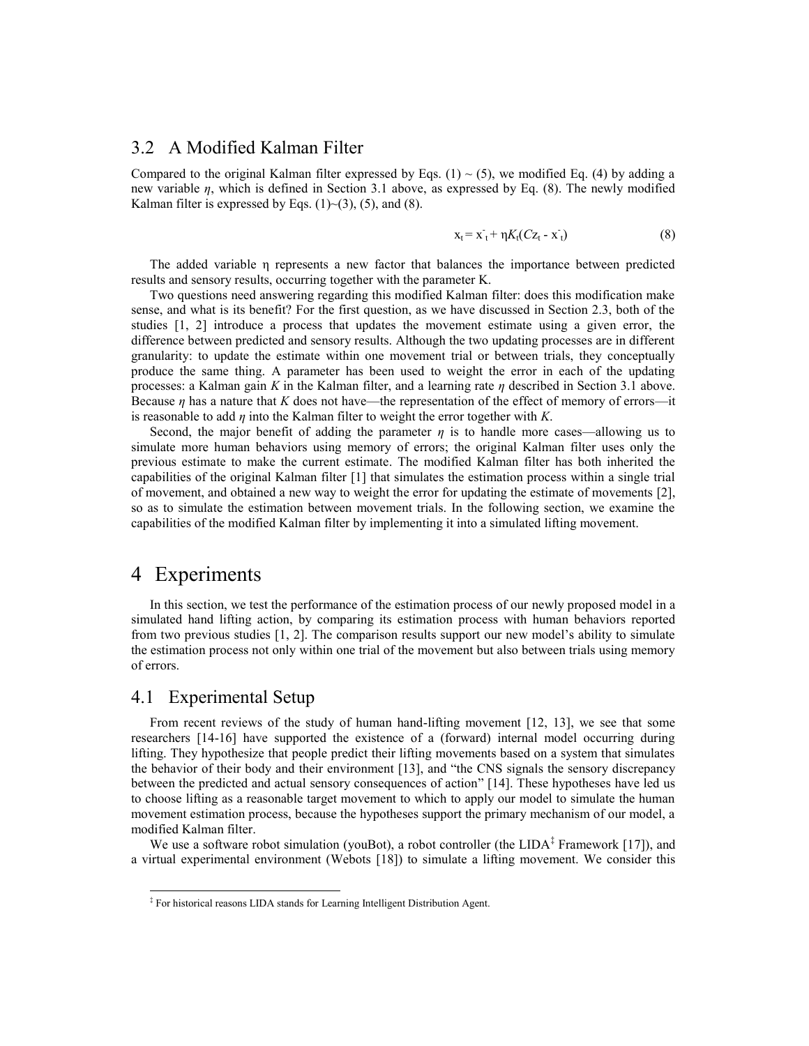## 3.2 A Modified Kalman Filter

Compared to the original Kalman filter expressed by Eqs. (1) ~ (5), we modified Eq. (4) by adding a new variable *η*, which is defined in Section 3.1 above, as expressed by Eq. (8). The newly modified Kalman filter is expressed by Eqs. (1)~(3), (5), and (8).

$$x_t = x^-_t + \eta K_t(Cz_t - x^-_t) \tag{8}$$

The added variable η represents a new factor that balances the importance between predicted results and sensory results, occurring together with the parameter K.

Two questions need answering regarding this modified Kalman filter: does this modification make sense, and what is its benefit? For the first question, as we have discussed in Section 2.3, both of the studies [1, 2] introduce a process that updates the movement estimate using a given error, the difference between predicted and sensory results. Although the two updating processes are in different granularity: to update the estimate within one movement trial or between trials, they conceptually produce the same thing. A parameter has been used to weight the error in each of the updating processes: a Kalman gain *K* in the Kalman filter, and a learning rate *η* described in Section 3.1 above. Because *η* has a nature that *K* does not have—the representation of the effect of memory of errors—it is reasonable to add *η* into the Kalman filter to weight the error together with *K*.

Second, the major benefit of adding the parameter *η* is to handle more cases—allowing us to simulate more human behaviors using memory of errors; the original Kalman filter uses only the previous estimate to make the current estimate. The modified Kalman filter has both inherited the capabilities of the original Kalman filter [1] that simulates the estimation process within a single trial of movement, and obtained a new way to weight the error for updating the estimate of movements [2], so as to simulate the estimation between movement trials. In the following section, we examine the capabilities of the modified Kalman filter by implementing it into a simulated lifting movement.

# 4 Experiments

In this section, we test the performance of the estimation process of our newly proposed model in a simulated hand lifting action, by comparing its estimation process with human behaviors reported from two previous studies [1, 2]. The comparison results support our new model's ability to simulate the estimation process not only within one trial of the movement but also between trials using memory of errors.

## 4.1 Experimental Setup

From recent reviews of the study of human hand-lifting movement [12, 13], we see that some researchers [14-16] have supported the existence of a (forward) internal model occurring during lifting. They hypothesize that people predict their lifting movements based on a system that simulates the behavior of their body and their environment [13], and "the CNS signals the sensory discrepancy between the predicted and actual sensory consequences of action" [14]. These hypotheses have led us to choose lifting as a reasonable target movement to which to apply our model to simulate the human movement estimation process, because the hypotheses support the primary mechanism of our model, a modified Kalman filter.

We use a software robot simulation (youBot), a robot controller (the LIDA[‡] Framework [17]), and a virtual experimental environment (Webots [18]) to simulate a lifting movement. We consider this

[‡] For historical reasons LIDA stands for Learning Intelligent Distribution Agent.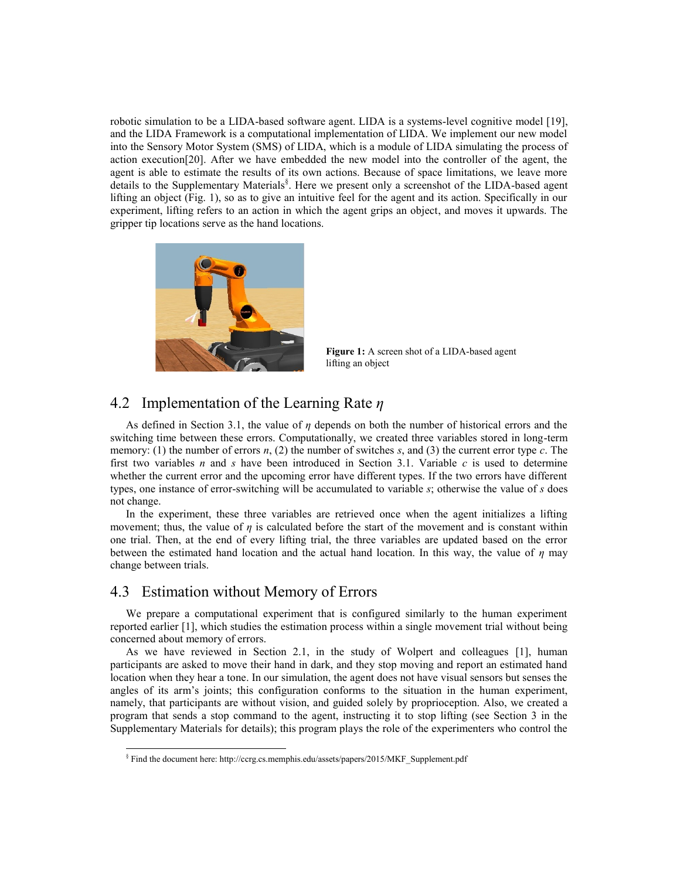robotic simulation to be a LIDA-based software agent. LIDA is a systems-level cognitive model [19], and the LIDA Framework is a computational implementation of LIDA. We implement our new model into the Sensory Motor System (SMS) of LIDA, which is a module of LIDA simulating the process of action execution[20]. After we have embedded the new model into the controller of the agent, the agent is able to estimate the results of its own actions. Because of space limitations, we leave more details to the Supplementary Materials[§]. Here we present only a screenshot of the LIDA-based agent lifting an object (Fig. 1), so as to give an intuitive feel for the agent and its action. Specifically in our experiment, lifting refers to an action in which the agent grips an object, and moves it upwards. The gripper tip locations serve as the hand locations.

**Figure 1:** A screen shot of a LIDA-based agent lifting an object

## 4.2 Implementation of the Learning Rate $\eta$

As defined in Section 3.1, the value of $\eta$ depends on both the number of historical errors and the switching time between these errors. Computationally, we created three variables stored in long-term memory: (1) the number of errors $n$, (2) the number of switches $s$, and (3) the current error type $c$. The first two variables $n$ and $s$ have been introduced in Section 3.1. Variable $c$ is used to determine whether the current error and the upcoming error have different types. If the two errors have different types, one instance of error-switching will be accumulated to variable $s$; otherwise the value of $s$ does not change.

In the experiment, these three variables are retrieved once when the agent initializes a lifting movement; thus, the value of $\eta$ is calculated before the start of the movement and is constant within one trial. Then, at the end of every lifting trial, the three variables are updated based on the error between the estimated hand location and the actual hand location. In this way, the value of $\eta$ may change between trials.

## 4.3 Estimation without Memory of Errors

We prepare a computational experiment that is configured similarly to the human experiment reported earlier [1], which studies the estimation process within a single movement trial without being concerned about memory of errors.

As we have reviewed in Section 2.1, in the study of Wolpert and colleagues [1], human participants are asked to move their hand in dark, and they stop moving and report an estimated hand location when they hear a tone. In our simulation, the agent does not have visual sensors but senses the angles of its arm's joints; this configuration conforms to the situation in the human experiment, namely, that participants are without vision, and guided solely by proprioception. Also, we created a program that sends a stop command to the agent, instructing it to stop lifting (see Section 3 in the Supplementary Materials for details); this program plays the role of the experimenters who control the

[§] Find the document here: http://ccrg.cs.memphis.edu/assets/papers/2015/MKF_Supplement.pdf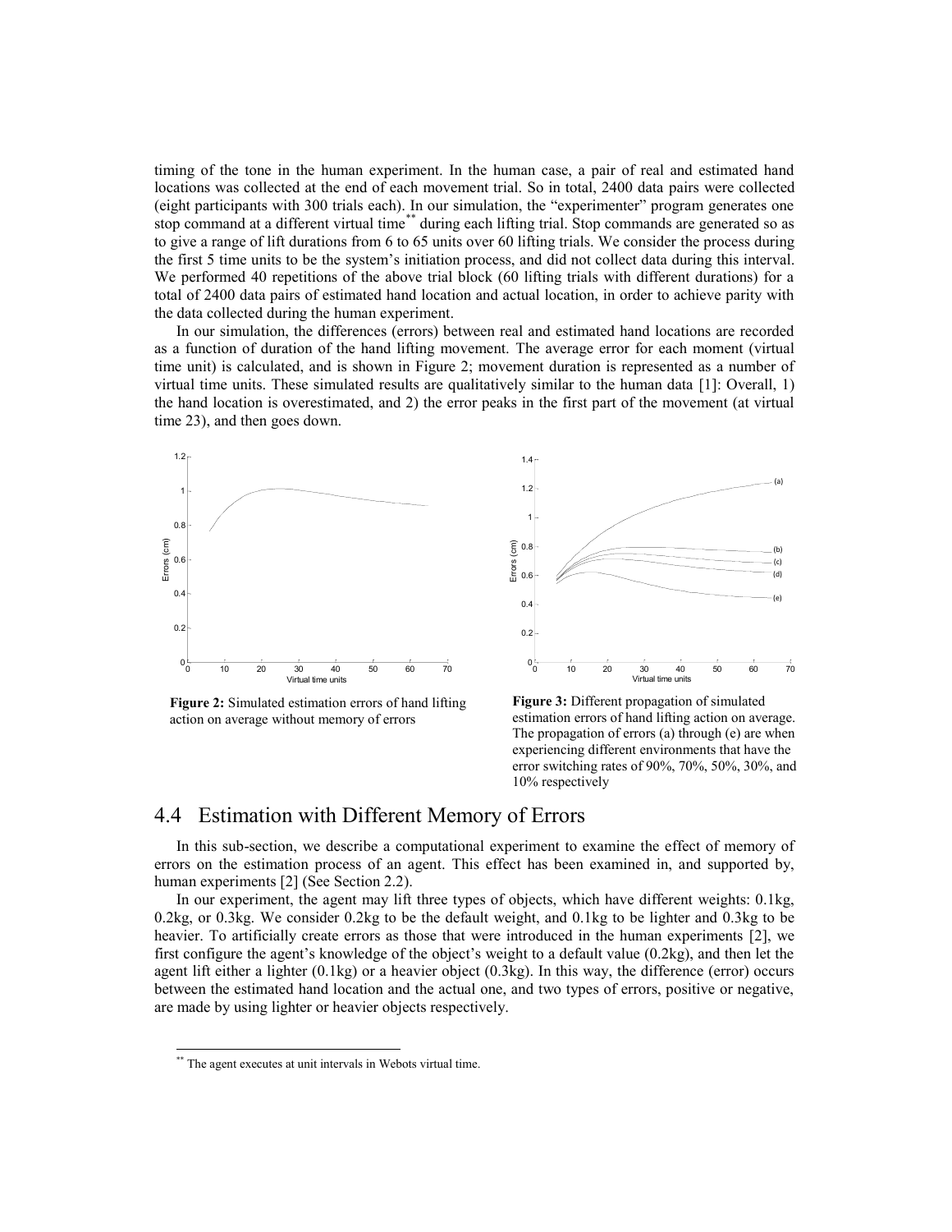timing of the tone in the human experiment. In the human case, a pair of real and estimated hand locations was collected at the end of each movement trial. So in total, 2400 data pairs were collected (eight participants with 300 trials each). In our simulation, the "experimenter" program generates one stop command at a different virtual time[**] during each lifting trial. Stop commands are generated so as to give a range of lift durations from 6 to 65 units over 60 lifting trials. We consider the process during the first 5 time units to be the system's initiation process, and did not collect data during this interval. We performed 40 repetitions of the above trial block (60 lifting trials with different durations) for a total of 2400 data pairs of estimated hand location and actual location, in order to achieve parity with the data collected during the human experiment.

In our simulation, the differences (errors) between real and estimated hand locations are recorded as a function of duration of the hand lifting movement. The average error for each moment (virtual time unit) is calculated, and is shown in Figure 2; movement duration is represented as a number of virtual time units. These simulated results are qualitatively similar to the human data [1]: Overall, 1) the hand location is overestimated, and 2) the error peaks in the first part of the movement (at virtual time 23), and then goes down.

**Figure 2:** Simulated estimation errors of hand lifting action on average without memory of errors

**Figure 3:** Different propagation of simulated estimation errors of hand lifting action on average. The propagation of errors (a) through (e) are when experiencing different environments that have the error switching rates of 90%, 70%, 50%, 30%, and 10% respectively

## 4.4 Estimation with Different Memory of Errors

In this sub-section, we describe a computational experiment to examine the effect of memory of errors on the estimation process of an agent. This effect has been examined in, and supported by, human experiments [2] (See Section 2.2).

In our experiment, the agent may lift three types of objects, which have different weights: 0.1kg, 0.2kg, or 0.3kg. We consider 0.2kg to be the default weight, and 0.1kg to be lighter and 0.3kg to be heavier. To artificially create errors as those that were introduced in the human experiments [2], we first configure the agent's knowledge of the object's weight to a default value (0.2kg), and then let the agent lift either a lighter (0.1kg) or a heavier object (0.3kg). In this way, the difference (error) occurs between the estimated hand location and the actual one, and two types of errors, positive or negative, are made by using lighter or heavier objects respectively.

[**] The agent executes at unit intervals in Webots virtual time.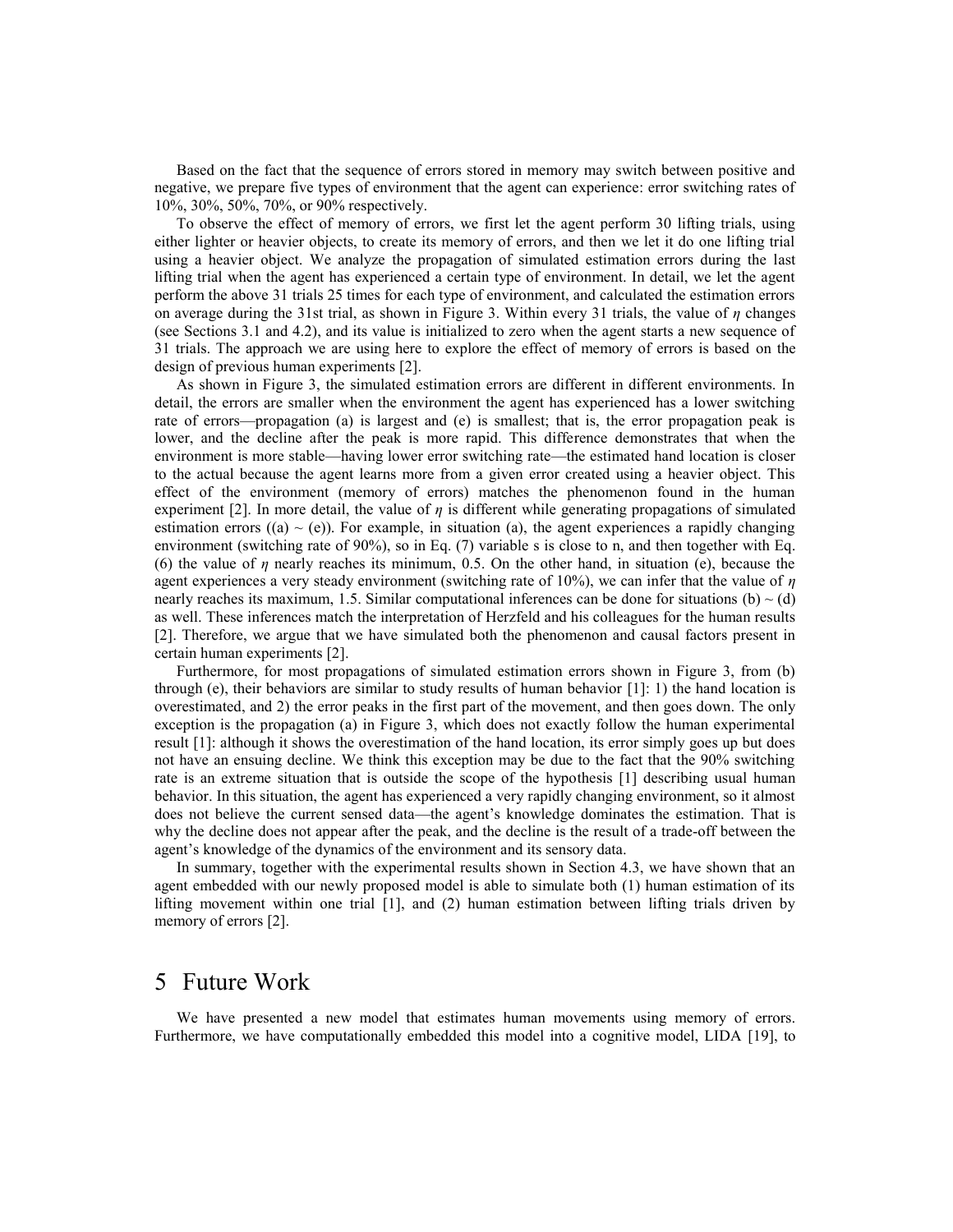Based on the fact that the sequence of errors stored in memory may switch between positive and negative, we prepare five types of environment that the agent can experience: error switching rates of 10%, 30%, 50%, 70%, or 90% respectively.

To observe the effect of memory of errors, we first let the agent perform 30 lifting trials, using either lighter or heavier objects, to create its memory of errors, and then we let it do one lifting trial using a heavier object. We analyze the propagation of simulated estimation errors during the last lifting trial when the agent has experienced a certain type of environment. In detail, we let the agent perform the above 31 trials 25 times for each type of environment, and calculated the estimation errors on average during the 31st trial, as shown in Figure 3. Within every 31 trials, the value of $\eta$ changes (see Sections 3.1 and 4.2), and its value is initialized to zero when the agent starts a new sequence of 31 trials. The approach we are using here to explore the effect of memory of errors is based on the design of previous human experiments [2].

As shown in Figure 3, the simulated estimation errors are different in different environments. In detail, the errors are smaller when the environment the agent has experienced has a lower switching rate of errors—propagation (a) is largest and (e) is smallest; that is, the error propagation peak is lower, and the decline after the peak is more rapid. This difference demonstrates that when the environment is more stable—having lower error switching rate—the estimated hand location is closer to the actual because the agent learns more from a given error created using a heavier object. This effect of the environment (memory of errors) matches the phenomenon found in the human experiment [2]. In more detail, the value of $\eta$ is different while generating propagations of simulated estimation errors ((a) ~ (e)). For example, in situation (a), the agent experiences a rapidly changing environment (switching rate of 90%), so in Eq. (7) variable s is close to n, and then together with Eq. (6) the value of $\eta$ nearly reaches its minimum, 0.5. On the other hand, in situation (e), because the agent experiences a very steady environment (switching rate of 10%), we can infer that the value of $\eta$ nearly reaches its maximum, 1.5. Similar computational inferences can be done for situations (b) ~ (d) as well. These inferences match the interpretation of Herzfeld and his colleagues for the human results [2]. Therefore, we argue that we have simulated both the phenomenon and causal factors present in certain human experiments [2].

Furthermore, for most propagations of simulated estimation errors shown in Figure 3, from (b) through (e), their behaviors are similar to study results of human behavior [1]: 1) the hand location is overestimated, and 2) the error peaks in the first part of the movement, and then goes down. The only exception is the propagation (a) in Figure 3, which does not exactly follow the human experimental result [1]: although it shows the overestimation of the hand location, its error simply goes up but does not have an ensuing decline. We think this exception may be due to the fact that the 90% switching rate is an extreme situation that is outside the scope of the hypothesis [1] describing usual human behavior. In this situation, the agent has experienced a very rapidly changing environment, so it almost does not believe the current sensed data—the agent's knowledge dominates the estimation. That is why the decline does not appear after the peak, and the decline is the result of a trade-off between the agent's knowledge of the dynamics of the environment and its sensory data.

In summary, together with the experimental results shown in Section 4.3, we have shown that an agent embedded with our newly proposed model is able to simulate both (1) human estimation of its lifting movement within one trial [1], and (2) human estimation between lifting trials driven by memory of errors [2].

# 5 Future Work

We have presented a new model that estimates human movements using memory of errors. Furthermore, we have computationally embedded this model into a cognitive model, LIDA [19], to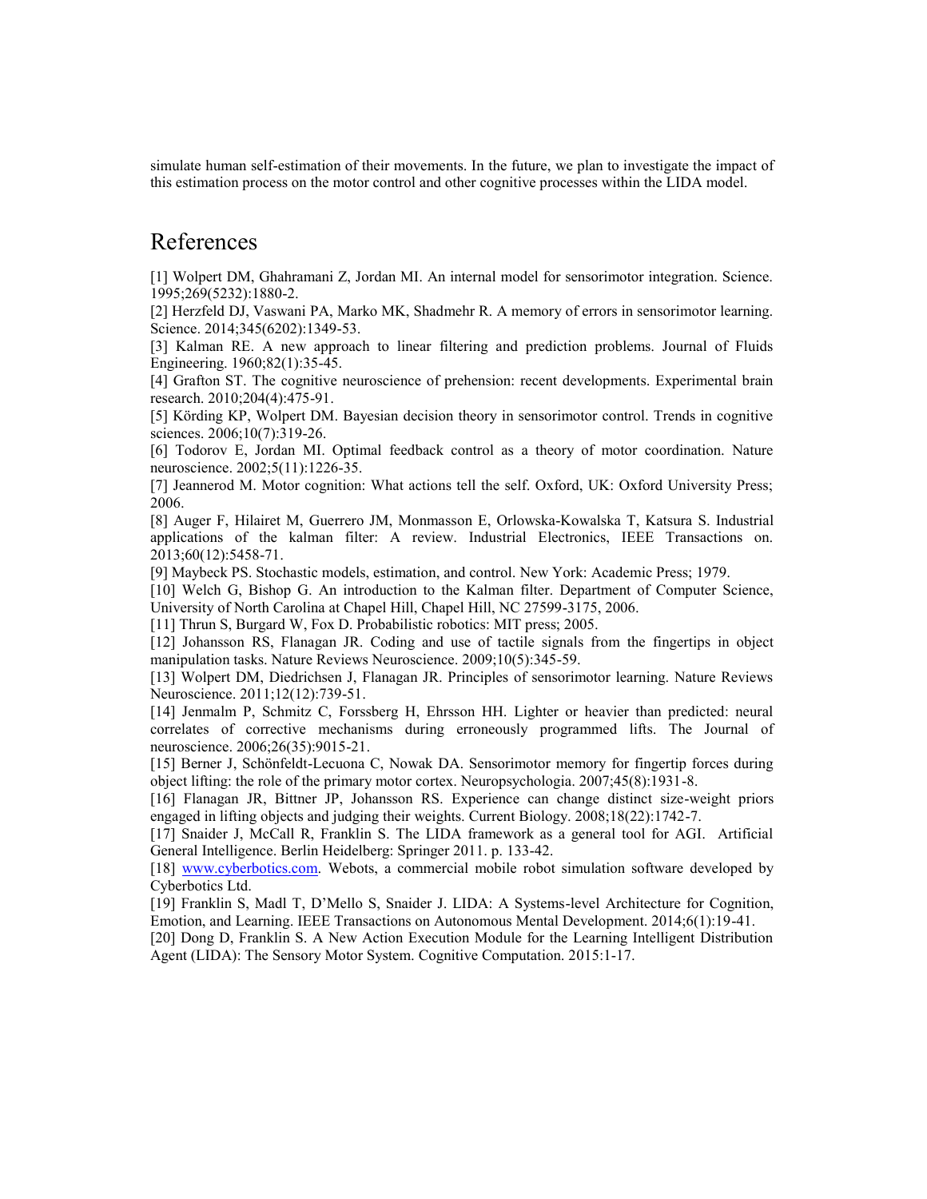simulate human self-estimation of their movements. In the future, we plan to investigate the impact of this estimation process on the motor control and other cognitive processes within the LIDA model.

# References

[1] Wolpert DM, Ghahramani Z, Jordan MI. An internal model for sensorimotor integration. Science. 1995;269(5232):1880-2.

[2] Herzfeld DJ, Vaswani PA, Marko MK, Shadmehr R. A memory of errors in sensorimotor learning. Science. 2014;345(6202):1349-53.

[3] Kalman RE. A new approach to linear filtering and prediction problems. Journal of Fluids Engineering. 1960;82(1):35-45.

[4] Grafton ST. The cognitive neuroscience of prehension: recent developments. Experimental brain research. 2010;204(4):475-91.

[5] Körding KP, Wolpert DM. Bayesian decision theory in sensorimotor control. Trends in cognitive sciences. 2006;10(7):319-26.

[6] Todorov E, Jordan MI. Optimal feedback control as a theory of motor coordination. Nature neuroscience. 2002;5(11):1226-35.

[7] Jeannerod M. Motor cognition: What actions tell the self. Oxford, UK: Oxford University Press; 2006.

[8] Auger F, Hilairet M, Guerrero JM, Monmasson E, Orlowska-Kowalska T, Katsura S. Industrial applications of the kalman filter: A review. Industrial Electronics, IEEE Transactions on. 2013;60(12):5458-71.

[9] Maybeck PS. Stochastic models, estimation, and control. New York: Academic Press; 1979.

[10] Welch G, Bishop G. An introduction to the Kalman filter. Department of Computer Science, University of North Carolina at Chapel Hill, Chapel Hill, NC 27599-3175, 2006.

[11] Thrun S, Burgard W, Fox D. Probabilistic robotics: MIT press; 2005.

[12] Johansson RS, Flanagan JR. Coding and use of tactile signals from the fingertips in object manipulation tasks. Nature Reviews Neuroscience. 2009;10(5):345-59.

[13] Wolpert DM, Diedrichsen J, Flanagan JR. Principles of sensorimotor learning. Nature Reviews Neuroscience. 2011;12(12):739-51.

[14] Jenmalm P, Schmitz C, Forssberg H, Ehrsson HH. Lighter or heavier than predicted: neural correlates of corrective mechanisms during erroneously programmed lifts. The Journal of neuroscience. 2006;26(35):9015-21.

[15] Berner J, Schönfeldt-Lecuona C, Nowak DA. Sensorimotor memory for fingertip forces during object lifting: the role of the primary motor cortex. Neuropsychologia. 2007;45(8):1931-8.

[16] Flanagan JR, Bittner JP, Johansson RS. Experience can change distinct size-weight priors engaged in lifting objects and judging their weights. Current Biology. 2008;18(22):1742-7.

[17] Snaider J, McCall R, Franklin S. The LIDA framework as a general tool for AGI. Artificial General Intelligence. Berlin Heidelberg: Springer 2011. p. 133-42.

[18] www.cyberbotics.com. Webots, a commercial mobile robot simulation software developed by Cyberbotics Ltd.

[19] Franklin S, Madl T, D'Mello S, Snaider J. LIDA: A Systems-level Architecture for Cognition, Emotion, and Learning. IEEE Transactions on Autonomous Mental Development. 2014;6(1):19-41.

[20] Dong D, Franklin S. A New Action Execution Module for the Learning Intelligent Distribution Agent (LIDA): The Sensory Motor System. Cognitive Computation. 2015:1-17.